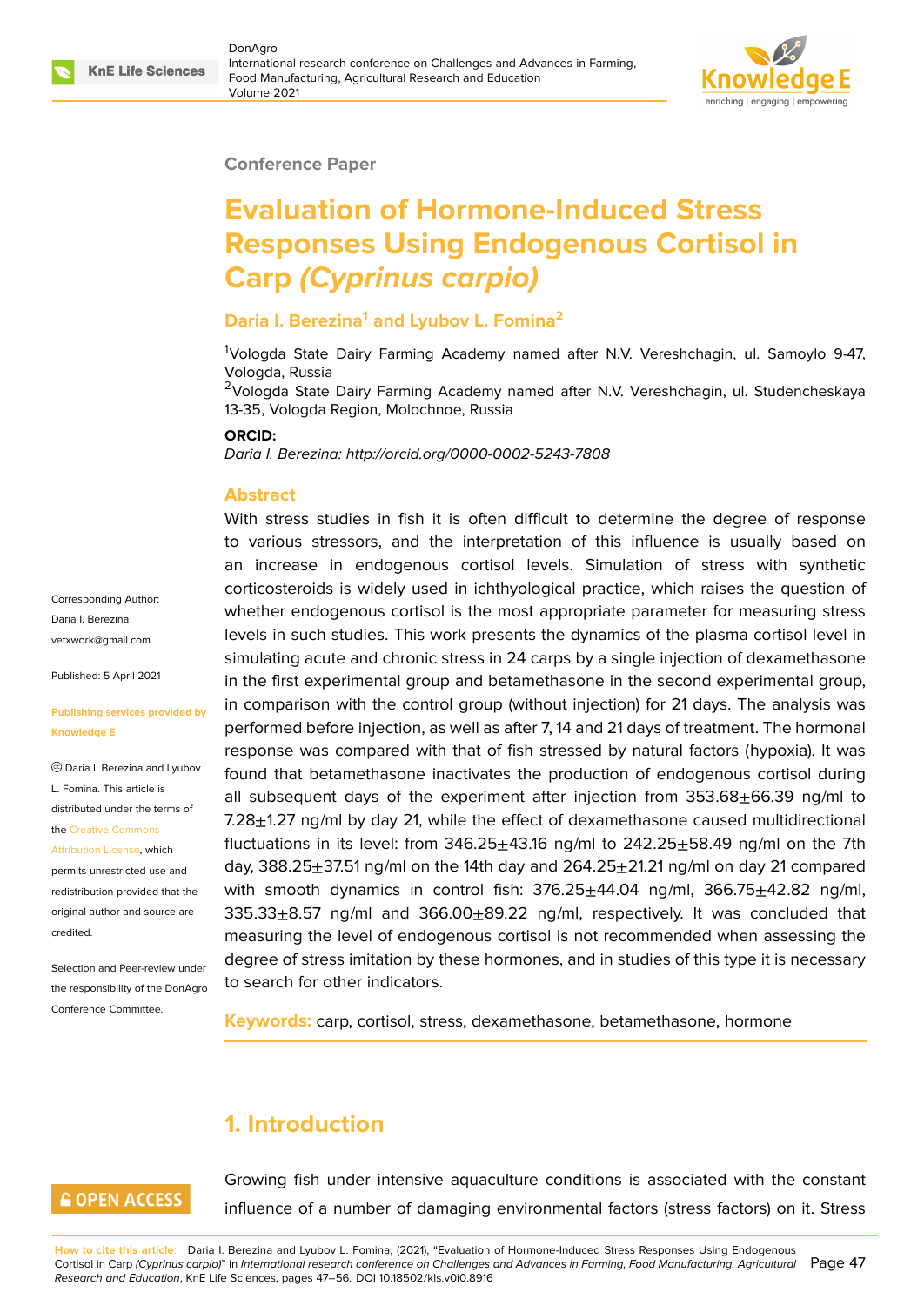Conference Paper

# Evaluation of Hormone-Induced Stress Responses Using Endogenous Cortisol in Carp *(Cyprinus carpio)*

**Daria I. Berezina[1] and Lyubov L. Fomina[2]**

[1]Vologda State Dairy Farming Academy named after N.V. Vereshchagin, ul. Samoylo 9-47, Vologda, Russia

[2]Vologda State Dairy Farming Academy named after N.V. Vereshchagin, ul. Studencheskaya 13-35, Vologda Region, Molochnoe, Russia

**ORCID:**

*Daria I. Berezina: http://orcid.org/0000-0002-5243-7808*

Corresponding Author: Daria I. Berezina vetxwork@gmail.com

Published: 5 April 2021

Publishing services provided by Knowledge E

© Daria I. Berezina and Lyubov L. Fomina. This article is distributed under the terms of the Creative Commons Attribution License, which permits unrestricted use and redistribution provided that the original author and source are credited.

Selection and Peer-review under the responsibility of the DonAgro Conference Committee.

## Abstract

With stress studies in fish it is often difficult to determine the degree of response to various stressors, and the interpretation of this influence is usually based on an increase in endogenous cortisol levels. Simulation of stress with synthetic corticosteroids is widely used in ichthyological practice, which raises the question of whether endogenous cortisol is the most appropriate parameter for measuring stress levels in such studies. This work presents the dynamics of the plasma cortisol level in simulating acute and chronic stress in 24 carps by a single injection of dexamethasone in the first experimental group and betamethasone in the second experimental group, in comparison with the control group (without injection) for 21 days. The analysis was performed before injection, as well as after 7, 14 and 21 days of treatment. The hormonal response was compared with that of fish stressed by natural factors (hypoxia). It was found that betamethasone inactivates the production of endogenous cortisol during all subsequent days of the experiment after injection from 353.68±66.39 ng/ml to 7.28±1.27 ng/ml by day 21, while the effect of dexamethasone caused multidirectional fluctuations in its level: from 346.25±43.16 ng/ml to 242.25±58.49 ng/ml on the 7th day, 388.25±37.51 ng/ml on the 14th day and 264.25±21.21 ng/ml on day 21 compared with smooth dynamics in control fish: 376.25±44.04 ng/ml, 366.75±42.82 ng/ml, 335.33±8.57 ng/ml and 366.00±89.22 ng/ml, respectively. It was concluded that measuring the level of endogenous cortisol is not recommended when assessing the degree of stress imitation by these hormones, and in studies of this type it is necessary to search for other indicators.

**Keywords:** carp, cortisol, stress, dexamethasone, betamethasone, hormone

## 1. Introduction

Growing fish under intensive aquaculture conditions is associated with the constant influence of a number of damaging environmental factors (stress factors) on it. Stress

**How to cite this article**: Daria I. Berezina and Lyubov L. Fomina, (2021), “Evaluation of Hormone-Induced Stress Responses Using Endogenous Cortisol in Carp *(Cyprinus carpio)*” in *International research conference on Challenges and Advances in Farming, Food Manufacturing, Agricultural Research and Education*, KnE Life Sciences, pages 47–56. DOI 10.18502/kls.v0i0.8916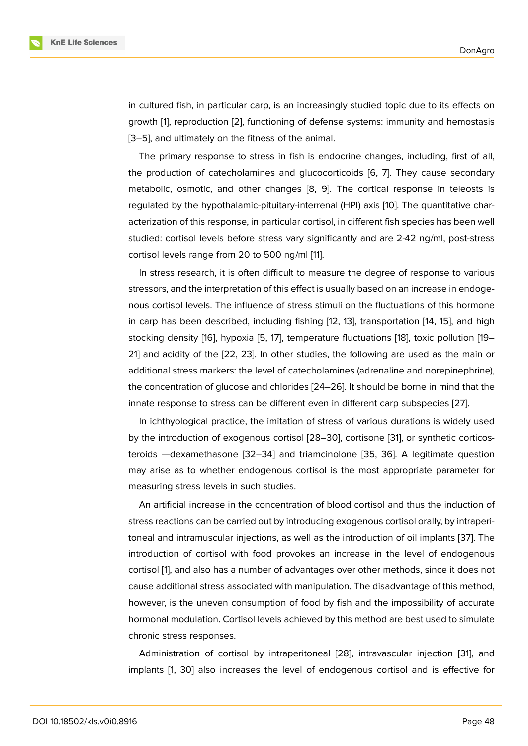in cultured fish, in particular carp, is an increasingly studied topic due to its effects on growth [1], reproduction [2], functioning of defense systems: immunity and hemostasis [3–5], and ultimately on the fitness of the animal.

The primary response to stress in fish is endocrine changes, including, first of all, the production of catecholamines and glucocorticoids [6, 7]. They cause secondary metabolic, osmotic, and other changes [8, 9]. The cortical response in teleosts is regulated by the hypothalamic-pituitary-interrenal (HPI) axis [10]. The quantitative characterization of this response, in particular cortisol, in different fish species has been well studied: cortisol levels before stress vary significantly and are 2-42 ng/ml, post-stress cortisol levels range from 20 to 500 ng/ml [11].

In stress research, it is often difficult to measure the degree of response to various stressors, and the interpretation of this effect is usually based on an increase in endogenous cortisol levels. The influence of stress stimuli on the fluctuations of this hormone in carp has been described, including fishing [12, 13], transportation [14, 15], and high stocking density [16], hypoxia [5, 17], temperature fluctuations [18], toxic pollution [19–21] and acidity of the [22, 23]. In other studies, the following are used as the main or additional stress markers: the level of catecholamines (adrenaline and norepinephrine), the concentration of glucose and chlorides [24–26]. It should be borne in mind that the innate response to stress can be different even in different carp subspecies [27].

In ichthyological practice, the imitation of stress of various durations is widely used by the introduction of exogenous cortisol [28–30], cortisone [31], or synthetic corticosteroids —dexamethasone [32–34] and triamcinolone [35, 36]. A legitimate question may arise as to whether endogenous cortisol is the most appropriate parameter for measuring stress levels in such studies.

An artificial increase in the concentration of blood cortisol and thus the induction of stress reactions can be carried out by introducing exogenous cortisol orally, by intraperitoneal and intramuscular injections, as well as the introduction of oil implants [37]. The introduction of cortisol with food provokes an increase in the level of endogenous cortisol [1], and also has a number of advantages over other methods, since it does not cause additional stress associated with manipulation. The disadvantage of this method, however, is the uneven consumption of food by fish and the impossibility of accurate hormonal modulation. Cortisol levels achieved by this method are best used to simulate chronic stress responses.

Administration of cortisol by intraperitoneal [28], intravascular injection [31], and implants [1, 30] also increases the level of endogenous cortisol and is effective for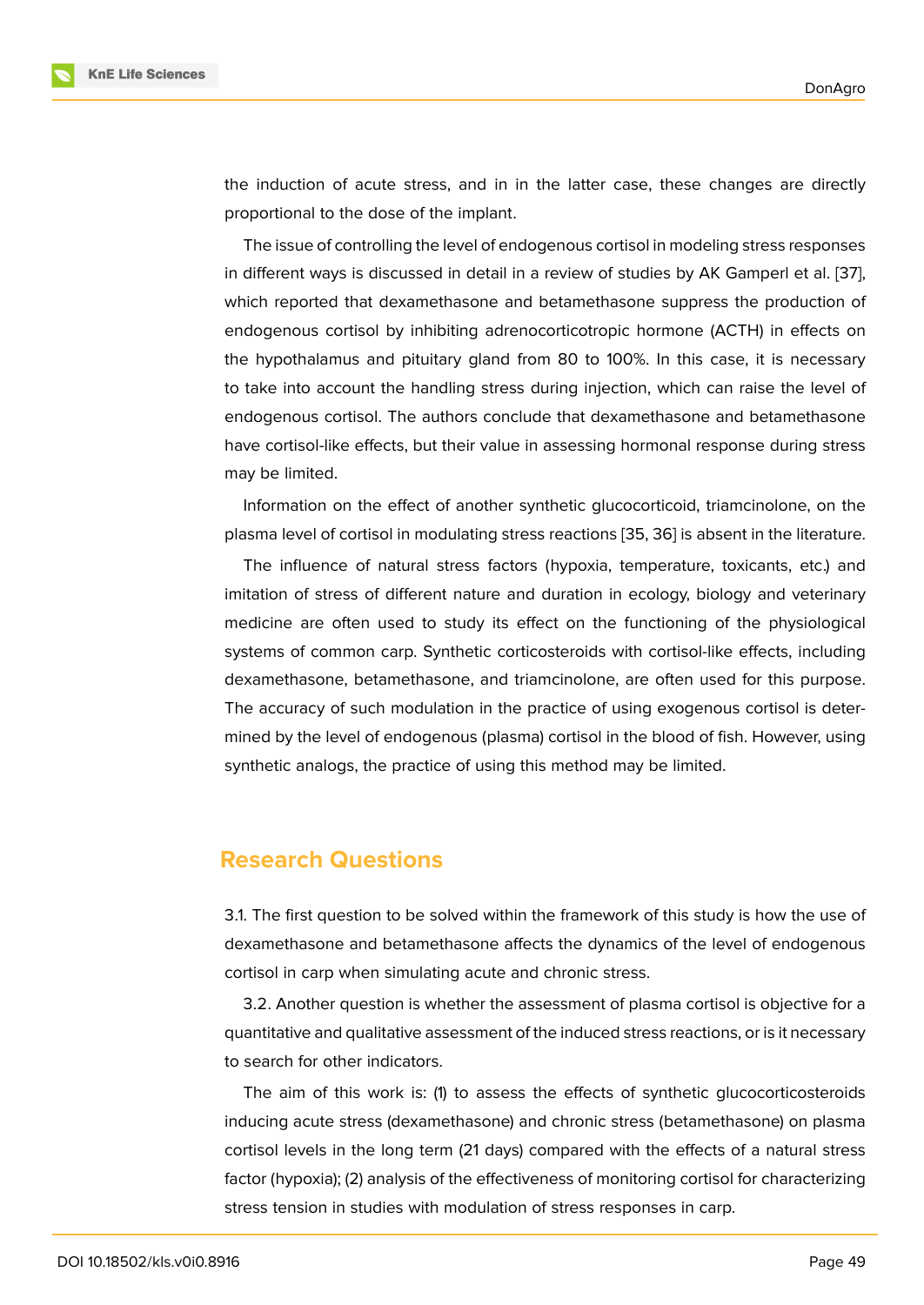the induction of acute stress, and in in the latter case, these changes are directly proportional to the dose of the implant.

The issue of controlling the level of endogenous cortisol in modeling stress responses in different ways is discussed in detail in a review of studies by AK Gamperl et al. [37], which reported that dexamethasone and betamethasone suppress the production of endogenous cortisol by inhibiting adrenocorticotropic hormone (ACTH) in effects on the hypothalamus and pituitary gland from 80 to 100%. In this case, it is necessary to take into account the handling stress during injection, which can raise the level of endogenous cortisol. The authors conclude that dexamethasone and betamethasone have cortisol-like effects, but their value in assessing hormonal response during stress may be limited.

Information on the effect of another synthetic glucocorticoid, triamcinolone, on the plasma level of cortisol in modulating stress reactions [35, 36] is absent in the literature.

The influence of natural stress factors (hypoxia, temperature, toxicants, etc.) and imitation of stress of different nature and duration in ecology, biology and veterinary medicine are often used to study its effect on the functioning of the physiological systems of common carp. Synthetic corticosteroids with cortisol-like effects, including dexamethasone, betamethasone, and triamcinolone, are often used for this purpose. The accuracy of such modulation in the practice of using exogenous cortisol is determined by the level of endogenous (plasma) cortisol in the blood of fish. However, using synthetic analogs, the practice of using this method may be limited.

## Research Questions

3.1. The first question to be solved within the framework of this study is how the use of dexamethasone and betamethasone affects the dynamics of the level of endogenous cortisol in carp when simulating acute and chronic stress.

3.2. Another question is whether the assessment of plasma cortisol is objective for a quantitative and qualitative assessment of the induced stress reactions, or is it necessary to search for other indicators.

The aim of this work is: (1) to assess the effects of synthetic glucocorticosteroids inducing acute stress (dexamethasone) and chronic stress (betamethasone) on plasma cortisol levels in the long term (21 days) compared with the effects of a natural stress factor (hypoxia); (2) analysis of the effectiveness of monitoring cortisol for characterizing stress tension in studies with modulation of stress responses in carp.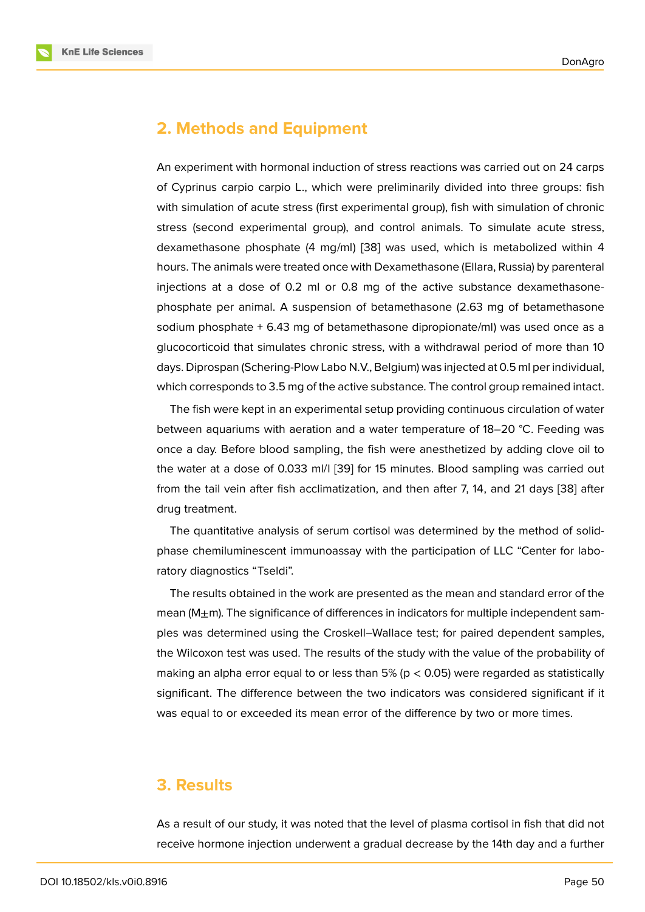## 2. Methods and Equipment

An experiment with hormonal induction of stress reactions was carried out on 24 carps of Cyprinus carpio carpio L., which were preliminarily divided into three groups: fish with simulation of acute stress (first experimental group), fish with simulation of chronic stress (second experimental group), and control animals. To simulate acute stress, dexamethasone phosphate (4 mg/ml) [38] was used, which is metabolized within 4 hours. The animals were treated once with Dexamethasone (Ellara, Russia) by parenteral injections at a dose of 0.2 ml or 0.8 mg of the active substance dexamethasone-phosphate per animal. A suspension of betamethasone (2.63 mg of betamethasone sodium phosphate + 6.43 mg of betamethasone dipropionate/ml) was used once as a glucocorticoid that simulates chronic stress, with a withdrawal period of more than 10 days. Diprospan (Schering-Plow Labo N.V., Belgium) was injected at 0.5 ml per individual, which corresponds to 3.5 mg of the active substance. The control group remained intact.

The fish were kept in an experimental setup providing continuous circulation of water between aquariums with aeration and a water temperature of 18–20 °C. Feeding was once a day. Before blood sampling, the fish were anesthetized by adding clove oil to the water at a dose of 0.033 ml/l [39] for 15 minutes. Blood sampling was carried out from the tail vein after fish acclimatization, and then after 7, 14, and 21 days [38] after drug treatment.

The quantitative analysis of serum cortisol was determined by the method of solid-phase chemiluminescent immunoassay with the participation of LLC "Center for laboratory diagnostics "Tseldi".

The results obtained in the work are presented as the mean and standard error of the mean ($M \pm m$). The significance of differences in indicators for multiple independent samples was determined using the Croskell–Wallace test; for paired dependent samples, the Wilcoxon test was used. The results of the study with the value of the probability of making an alpha error equal to or less than 5% ($p < 0.05$) were regarded as statistically significant. The difference between the two indicators was considered significant if it was equal to or exceeded its mean error of the difference by two or more times.

## 3. Results

As a result of our study, it was noted that the level of plasma cortisol in fish that did not receive hormone injection underwent a gradual decrease by the 14th day and a further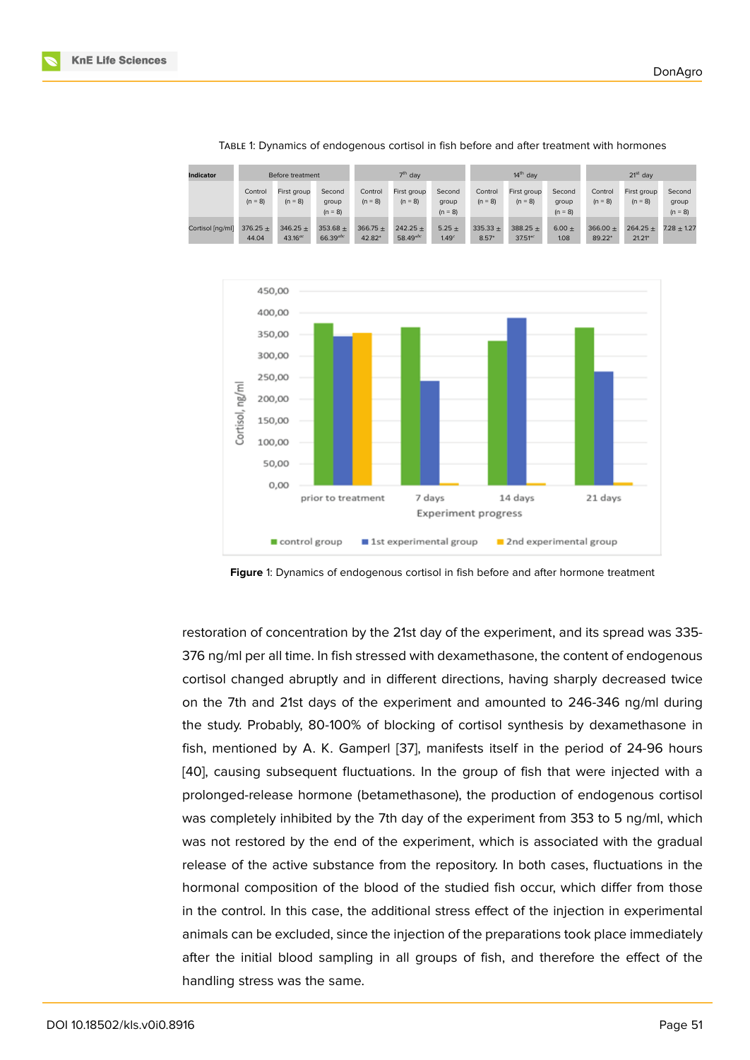Table 1: Dynamics of endogenous cortisol in fish before and after treatment with hormones

| Indicator | Before treatment | | | 7th day | | | 14th day | | | 21st day | | |
|---|---|---|---|---|---|---|---|---|---|---|---|---|
| | Control (n = 8) | First group (n = 8) | Second group (n = 8) | Control (n = 8) | First group (n = 8) | Second group (n = 8) | Control (n = 8) | First group (n = 8) | Second group (n = 8) | Control (n = 8) | First group (n = 8) | Second group (n = 8) |
| Cortisol [ng/ml] | 376.25 ± 44.04 | 346.25 ± 43.16[ac] | 353.68 ± 66.39[abc] | 366.75 ± 42.82[a] | 242.25 ± 58.49[abc] | 5.25 ± 1.49[c] | 335.33 ± 8.57[a] | 388.25 ± 37.51[ac] | 6.00 ± 1.08 | 366.00 ± 89.22[a] | 264.25 ± 21.21[a] | 7.28 ± 1.27 |

Figure 1: Dynamics of endogenous cortisol in fish before and after hormone treatment

restoration of concentration by the 21st day of the experiment, and its spread was 335-376 ng/ml per all time. In fish stressed with dexamethasone, the content of endogenous cortisol changed abruptly and in different directions, having sharply decreased twice on the 7th and 21st days of the experiment and amounted to 246-346 ng/ml during the study. Probably, 80-100% of blocking of cortisol synthesis by dexamethasone in fish, mentioned by A. K. Gamperl [37], manifests itself in the period of 24-96 hours [40], causing subsequent fluctuations. In the group of fish that were injected with a prolonged-release hormone (betamethasone), the production of endogenous cortisol was completely inhibited by the 7th day of the experiment from 353 to 5 ng/ml, which was not restored by the end of the experiment, which is associated with the gradual release of the active substance from the repository. In both cases, fluctuations in the hormonal composition of the blood of the studied fish occur, which differ from those in the control. In this case, the additional stress effect of the injection in experimental animals can be excluded, since the injection of the preparations took place immediately after the initial blood sampling in all groups of fish, and therefore the effect of the handling stress was the same.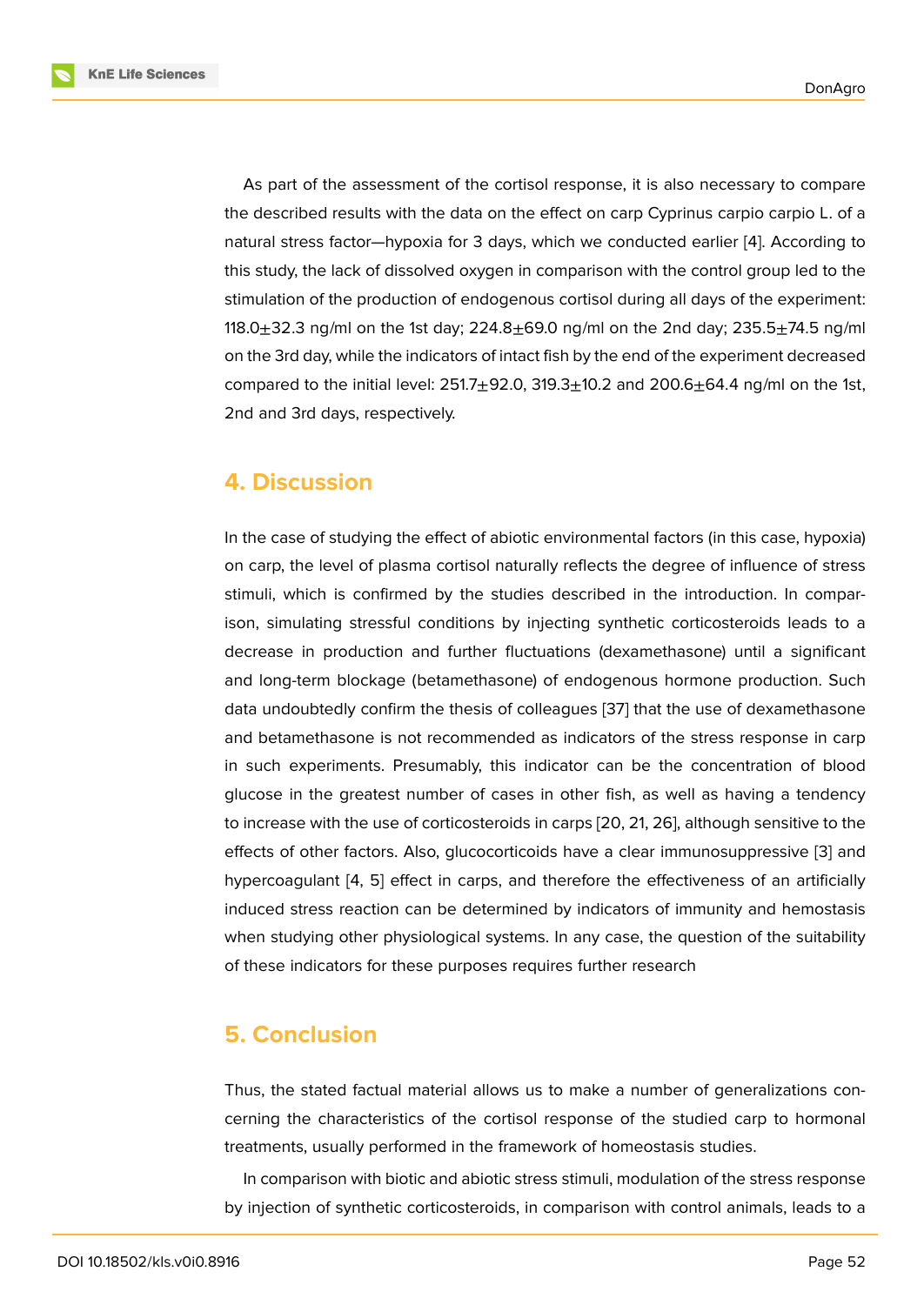As part of the assessment of the cortisol response, it is also necessary to compare the described results with the data on the effect on carp Cyprinus carpio carpio L. of a natural stress factor—hypoxia for 3 days, which we conducted earlier [4]. According to this study, the lack of dissolved oxygen in comparison with the control group led to the stimulation of the production of endogenous cortisol during all days of the experiment: 118.0±32.3 ng/ml on the 1st day; 224.8±69.0 ng/ml on the 2nd day; 235.5±74.5 ng/ml on the 3rd day, while the indicators of intact fish by the end of the experiment decreased compared to the initial level: 251.7±92.0, 319.3±10.2 and 200.6±64.4 ng/ml on the 1st, 2nd and 3rd days, respectively.

## 4. Discussion

In the case of studying the effect of abiotic environmental factors (in this case, hypoxia) on carp, the level of plasma cortisol naturally reflects the degree of influence of stress stimuli, which is confirmed by the studies described in the introduction. In comparison, simulating stressful conditions by injecting synthetic corticosteroids leads to a decrease in production and further fluctuations (dexamethasone) until a significant and long-term blockage (betamethasone) of endogenous hormone production. Such data undoubtedly confirm the thesis of colleagues [37] that the use of dexamethasone and betamethasone is not recommended as indicators of the stress response in carp in such experiments. Presumably, this indicator can be the concentration of blood glucose in the greatest number of cases in other fish, as well as having a tendency to increase with the use of corticosteroids in carps [20, 21, 26], although sensitive to the effects of other factors. Also, glucocorticoids have a clear immunosuppressive [3] and hypercoagulant [4, 5] effect in carps, and therefore the effectiveness of an artificially induced stress reaction can be determined by indicators of immunity and hemostasis when studying other physiological systems. In any case, the question of the suitability of these indicators for these purposes requires further research

## 5. Conclusion

Thus, the stated factual material allows us to make a number of generalizations concerning the characteristics of the cortisol response of the studied carp to hormonal treatments, usually performed in the framework of homeostasis studies.

In comparison with biotic and abiotic stress stimuli, modulation of the stress response by injection of synthetic corticosteroids, in comparison with control animals, leads to a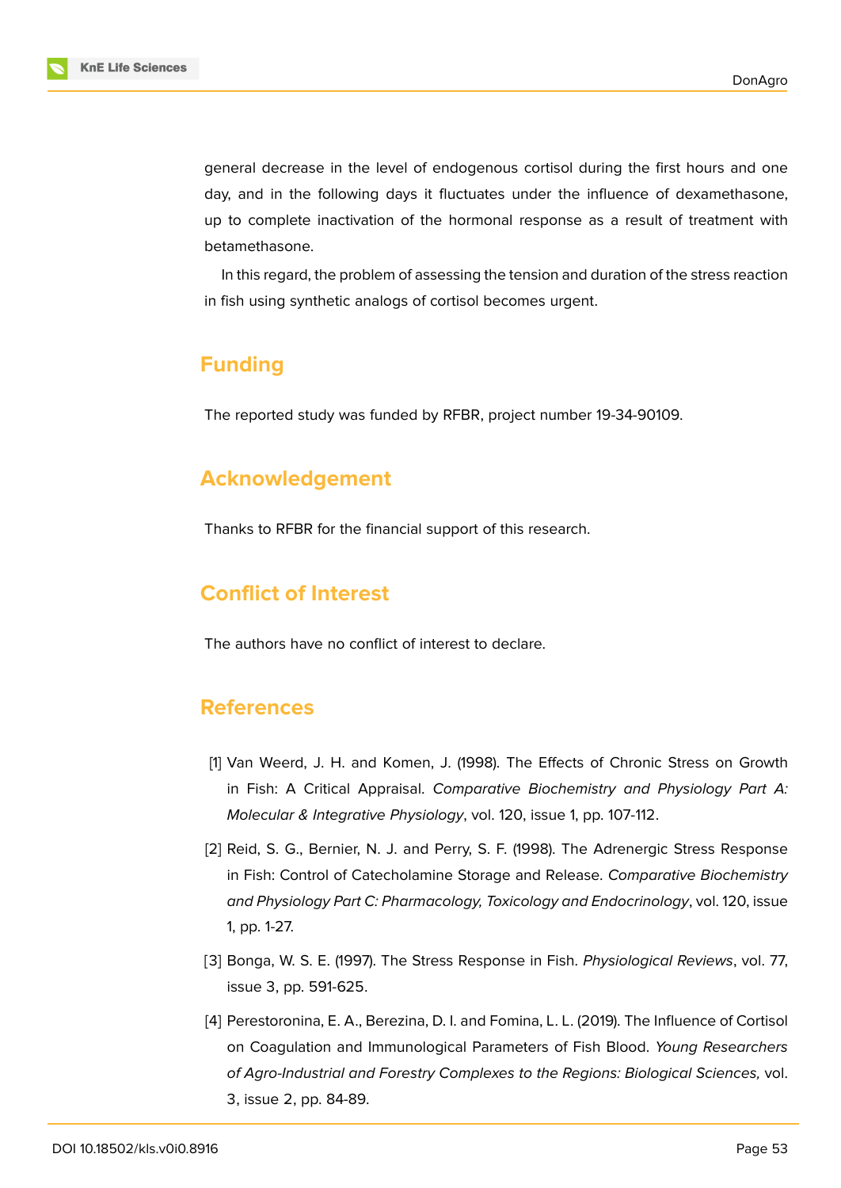general decrease in the level of endogenous cortisol during the first hours and one day, and in the following days it fluctuates under the influence of dexamethasone, up to complete inactivation of the hormonal response as a result of treatment with betamethasone.

In this regard, the problem of assessing the tension and duration of the stress reaction in fish using synthetic analogs of cortisol becomes urgent.

## Funding

The reported study was funded by RFBR, project number 19-34-90109.

## Acknowledgement

Thanks to RFBR for the financial support of this research.

## Conflict of Interest

The authors have no conflict of interest to declare.

## References

[1] Van Weerd, J. H. and Komen, J. (1998). The Effects of Chronic Stress on Growth in Fish: A Critical Appraisal. *Comparative Biochemistry and Physiology Part A: Molecular & Integrative Physiology*, vol. 120, issue 1, pp. 107-112.

[2] Reid, S. G., Bernier, N. J. and Perry, S. F. (1998). The Adrenergic Stress Response in Fish: Control of Catecholamine Storage and Release. *Comparative Biochemistry and Physiology Part C: Pharmacology, Toxicology and Endocrinology*, vol. 120, issue 1, pp. 1-27.

[3] Bonga, W. S. E. (1997). The Stress Response in Fish. *Physiological Reviews*, vol. 77, issue 3, pp. 591-625.

[4] Perestoronina, E. A., Berezina, D. I. and Fomina, L. L. (2019). The Influence of Cortisol on Coagulation and Immunological Parameters of Fish Blood. *Young Researchers of Agro-Industrial and Forestry Complexes to the Regions: Biological Sciences,* vol. 3, issue 2, pp. 84-89.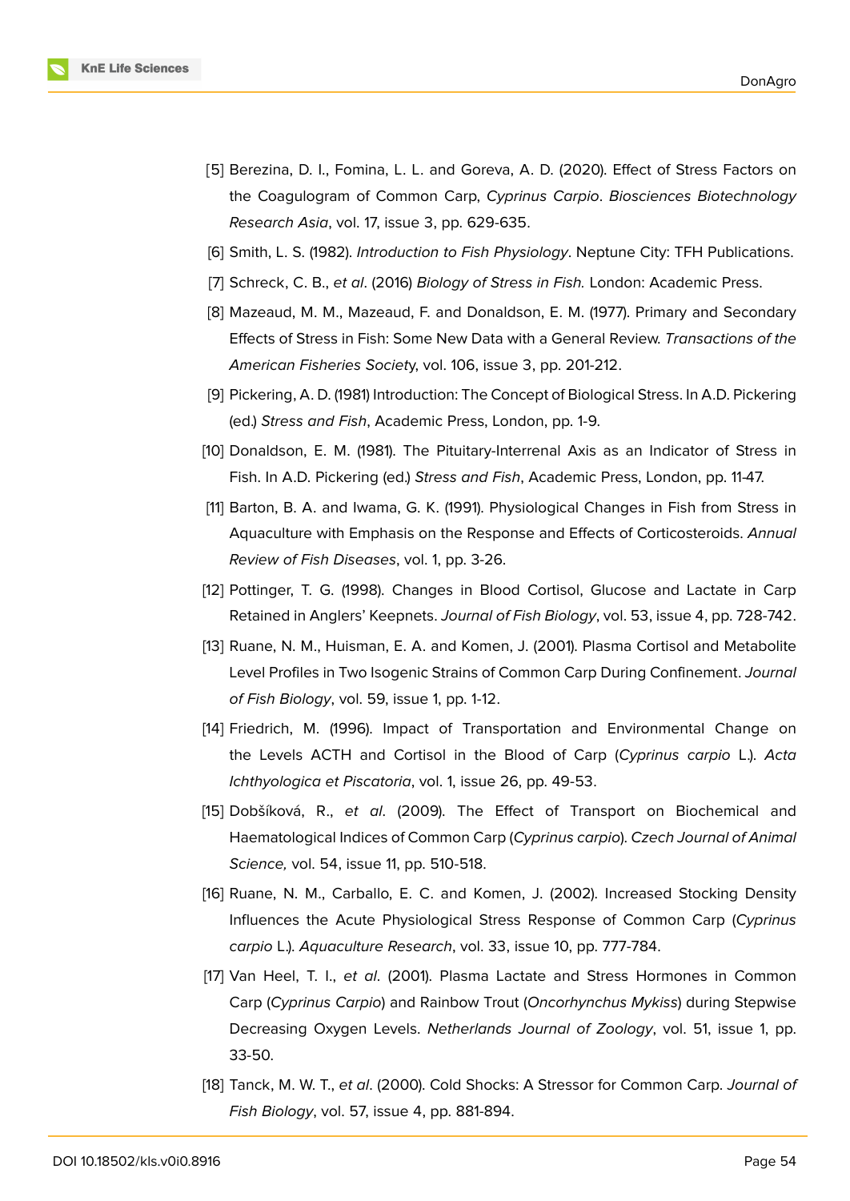[5] Berezina, D. I., Fomina, L. L. and Goreva, A. D. (2020). Effect of Stress Factors on the Coagulogram of Common Carp, *Cyprinus Carpio*. *Biosciences Biotechnology Research Asia*, vol. 17, issue 3, pp. 629-635.

[6] Smith, L. S. (1982). *Introduction to Fish Physiology*. Neptune City: TFH Publications.

[7] Schreck, C. B., *et al*. (2016) *Biology of Stress in Fish.* London: Academic Press.

[8] Mazeaud, M. M., Mazeaud, F. and Donaldson, E. M. (1977). Primary and Secondary Effects of Stress in Fish: Some New Data with a General Review. *Transactions of the American Fisheries Society*, vol. 106, issue 3, pp. 201-212.

[9] Pickering, A. D. (1981) Introduction: The Concept of Biological Stress. In A.D. Pickering (ed.) *Stress and Fish*, Academic Press, London, pp. 1-9.

[10] Donaldson, E. M. (1981). The Pituitary-Interrenal Axis as an Indicator of Stress in Fish. In A.D. Pickering (ed.) *Stress and Fish*, Academic Press, London, pp. 11-47.

[11] Barton, B. A. and Iwama, G. K. (1991). Physiological Changes in Fish from Stress in Aquaculture with Emphasis on the Response and Effects of Corticosteroids. *Annual Review of Fish Diseases*, vol. 1, pp. 3-26.

[12] Pottinger, T. G. (1998). Changes in Blood Cortisol, Glucose and Lactate in Carp Retained in Anglers' Keepnets. *Journal of Fish Biology*, vol. 53, issue 4, pp. 728-742.

[13] Ruane, N. M., Huisman, E. A. and Komen, J. (2001). Plasma Cortisol and Metabolite Level Profiles in Two Isogenic Strains of Common Carp During Confinement. *Journal of Fish Biology*, vol. 59, issue 1, pp. 1-12.

[14] Friedrich, M. (1996). Impact of Transportation and Environmental Change on the Levels ACTH and Cortisol in the Blood of Carp (*Cyprinus carpio* L.). *Acta Ichthyologica et Piscatoria*, vol. 1, issue 26, pp. 49-53.

[15] Dobšíková, R., *et al*. (2009). The Effect of Transport on Biochemical and Haematological Indices of Common Carp (*Cyprinus carpio*). *Czech Journal of Animal Science,* vol. 54, issue 11, pp. 510-518.

[16] Ruane, N. M., Carballo, E. C. and Komen, J. (2002). Increased Stocking Density Influences the Acute Physiological Stress Response of Common Carp (*Cyprinus carpio* L.). *Aquaculture Research*, vol. 33, issue 10, pp. 777-784.

[17] Van Heel, T. I., *et al*. (2001). Plasma Lactate and Stress Hormones in Common Carp (*Cyprinus Carpio*) and Rainbow Trout (*Oncorhynchus Mykiss*) during Stepwise Decreasing Oxygen Levels. *Netherlands Journal of Zoology*, vol. 51, issue 1, pp. 33-50.

[18] Tanck, M. W. T., *et al*. (2000). Cold Shocks: A Stressor for Common Carp. *Journal of Fish Biology*, vol. 57, issue 4, pp. 881-894.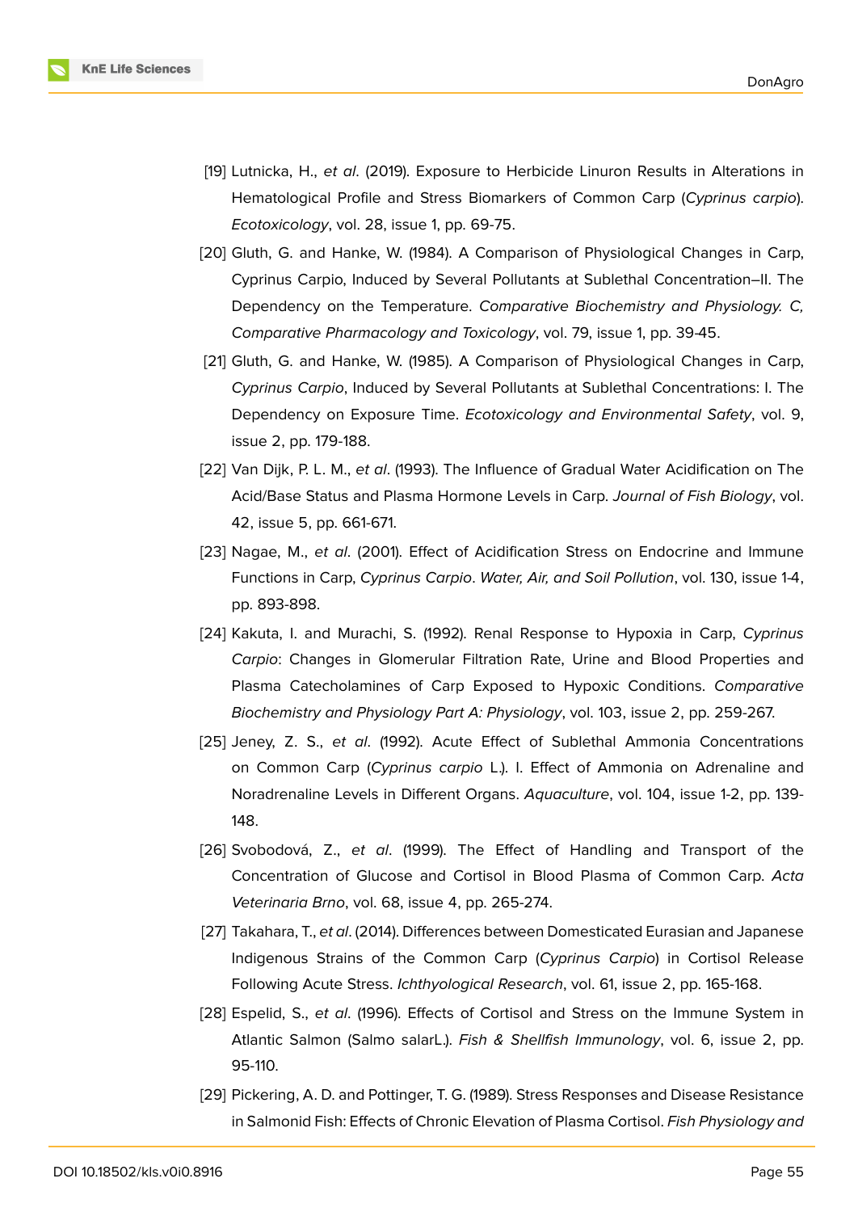[19] Lutnicka, H., *et al*. (2019). Exposure to Herbicide Linuron Results in Alterations in Hematological Profile and Stress Biomarkers of Common Carp (*Cyprinus carpio*). *Ecotoxicology*, vol. 28, issue 1, pp. 69-75.

[20] Gluth, G. and Hanke, W. (1984). A Comparison of Physiological Changes in Carp, Cyprinus Carpio, Induced by Several Pollutants at Sublethal Concentration–II. The Dependency on the Temperature. *Comparative Biochemistry and Physiology. C, Comparative Pharmacology and Toxicology*, vol. 79, issue 1, pp. 39-45.

[21] Gluth, G. and Hanke, W. (1985). A Comparison of Physiological Changes in Carp, *Cyprinus Carpio*, Induced by Several Pollutants at Sublethal Concentrations: I. The Dependency on Exposure Time. *Ecotoxicology and Environmental Safety*, vol. 9, issue 2, pp. 179-188.

[22] Van Dijk, P. L. M., *et al*. (1993). The Influence of Gradual Water Acidification on The Acid/Base Status and Plasma Hormone Levels in Carp. *Journal of Fish Biology*, vol. 42, issue 5, pp. 661-671.

[23] Nagae, M., *et al*. (2001). Effect of Acidification Stress on Endocrine and Immune Functions in Carp, *Cyprinus Carpio*. *Water, Air, and Soil Pollution*, vol. 130, issue 1-4, pp. 893-898.

[24] Kakuta, I. and Murachi, S. (1992). Renal Response to Hypoxia in Carp, *Cyprinus Carpio*: Changes in Glomerular Filtration Rate, Urine and Blood Properties and Plasma Catecholamines of Carp Exposed to Hypoxic Conditions. *Comparative Biochemistry and Physiology Part A: Physiology*, vol. 103, issue 2, pp. 259-267.

[25] Jeney, Z. S., *et al*. (1992). Acute Effect of Sublethal Ammonia Concentrations on Common Carp (*Cyprinus carpio* L.). I. Effect of Ammonia on Adrenaline and Noradrenaline Levels in Different Organs. *Aquaculture*, vol. 104, issue 1-2, pp. 139-148.

[26] Svobodová, Z., *et al*. (1999). The Effect of Handling and Transport of the Concentration of Glucose and Cortisol in Blood Plasma of Common Carp. *Acta Veterinaria Brno*, vol. 68, issue 4, pp. 265-274.

[27] Takahara, T., *et al*. (2014). Differences between Domesticated Eurasian and Japanese Indigenous Strains of the Common Carp (*Cyprinus Carpio*) in Cortisol Release Following Acute Stress. *Ichthyological Research*, vol. 61, issue 2, pp. 165-168.

[28] Espelid, S., *et al*. (1996). Effects of Cortisol and Stress on the Immune System in Atlantic Salmon (Salmo salarL.). *Fish & Shellfish Immunology*, vol. 6, issue 2, pp. 95-110.

[29] Pickering, A. D. and Pottinger, T. G. (1989). Stress Responses and Disease Resistance in Salmonid Fish: Effects of Chronic Elevation of Plasma Cortisol. *Fish Physiology and*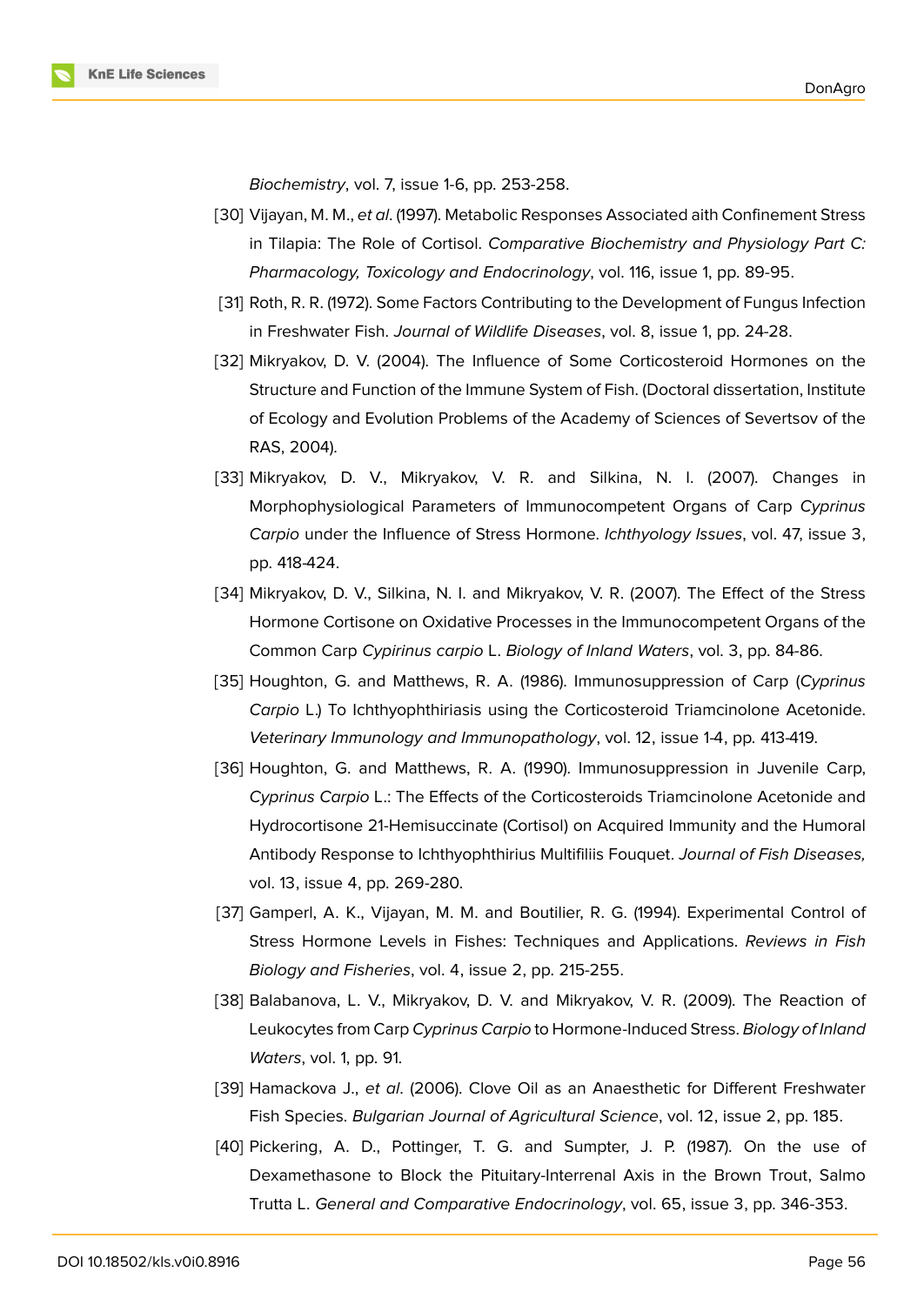*Biochemistry*, vol. 7, issue 1-6, pp. 253-258.

[30] Vijayan, M. M., *et al*. (1997). Metabolic Responses Associated aith Confinement Stress in Tilapia: The Role of Cortisol. *Comparative Biochemistry and Physiology Part C: Pharmacology, Toxicology and Endocrinology*, vol. 116, issue 1, pp. 89-95.

[31] Roth, R. R. (1972). Some Factors Contributing to the Development of Fungus Infection in Freshwater Fish. *Journal of Wildlife Diseases*, vol. 8, issue 1, pp. 24-28.

[32] Mikryakov, D. V. (2004). The Influence of Some Corticosteroid Hormones on the Structure and Function of the Immune System of Fish. (Doctoral dissertation, Institute of Ecology and Evolution Problems of the Academy of Sciences of Severtsov of the RAS, 2004).

[33] Mikryakov, D. V., Mikryakov, V. R. and Silkina, N. I. (2007). Changes in Morphophysiological Parameters of Immunocompetent Organs of Carp *Cyprinus Carpio* under the Influence of Stress Hormone. *Ichthyology Issues*, vol. 47, issue 3, pp. 418-424.

[34] Mikryakov, D. V., Silkina, N. I. and Mikryakov, V. R. (2007). The Effect of the Stress Hormone Cortisone on Oxidative Processes in the Immunocompetent Organs of the Common Carp *Cypirinus carpio* L. *Biology of Inland Waters*, vol. 3, pp. 84-86.

[35] Houghton, G. and Matthews, R. A. (1986). Immunosuppression of Carp (*Cyprinus Carpio* L.) To Ichthyophthiriasis using the Corticosteroid Triamcinolone Acetonide. *Veterinary Immunology and Immunopathology*, vol. 12, issue 1-4, pp. 413-419.

[36] Houghton, G. and Matthews, R. A. (1990). Immunosuppression in Juvenile Carp, *Cyprinus Carpio* L.: The Effects of the Corticosteroids Triamcinolone Acetonide and Hydrocortisone 21-Hemisuccinate (Cortisol) on Acquired Immunity and the Humoral Antibody Response to Ichthyophthirius Multifiliis Fouquet. *Journal of Fish Diseases,* vol. 13, issue 4, pp. 269-280.

[37] Gamperl, A. K., Vijayan, M. M. and Boutilier, R. G. (1994). Experimental Control of Stress Hormone Levels in Fishes: Techniques and Applications. *Reviews in Fish Biology and Fisheries*, vol. 4, issue 2, pp. 215-255.

[38] Balabanova, L. V., Mikryakov, D. V. and Mikryakov, V. R. (2009). The Reaction of Leukocytes from Carp *Cyprinus Carpio* to Hormone-Induced Stress. *Biology of Inland Waters*, vol. 1, pp. 91.

[39] Hamackova J., *et al*. (2006). Clove Oil as an Anaesthetic for Different Freshwater Fish Species. *Bulgarian Journal of Agricultural Science*, vol. 12, issue 2, pp. 185.

[40] Pickering, A. D., Pottinger, T. G. and Sumpter, J. P. (1987). On the use of Dexamethasone to Block the Pituitary-Interrenal Axis in the Brown Trout, Salmo Trutta L. *General and Comparative Endocrinology*, vol. 65, issue 3, pp. 346-353.